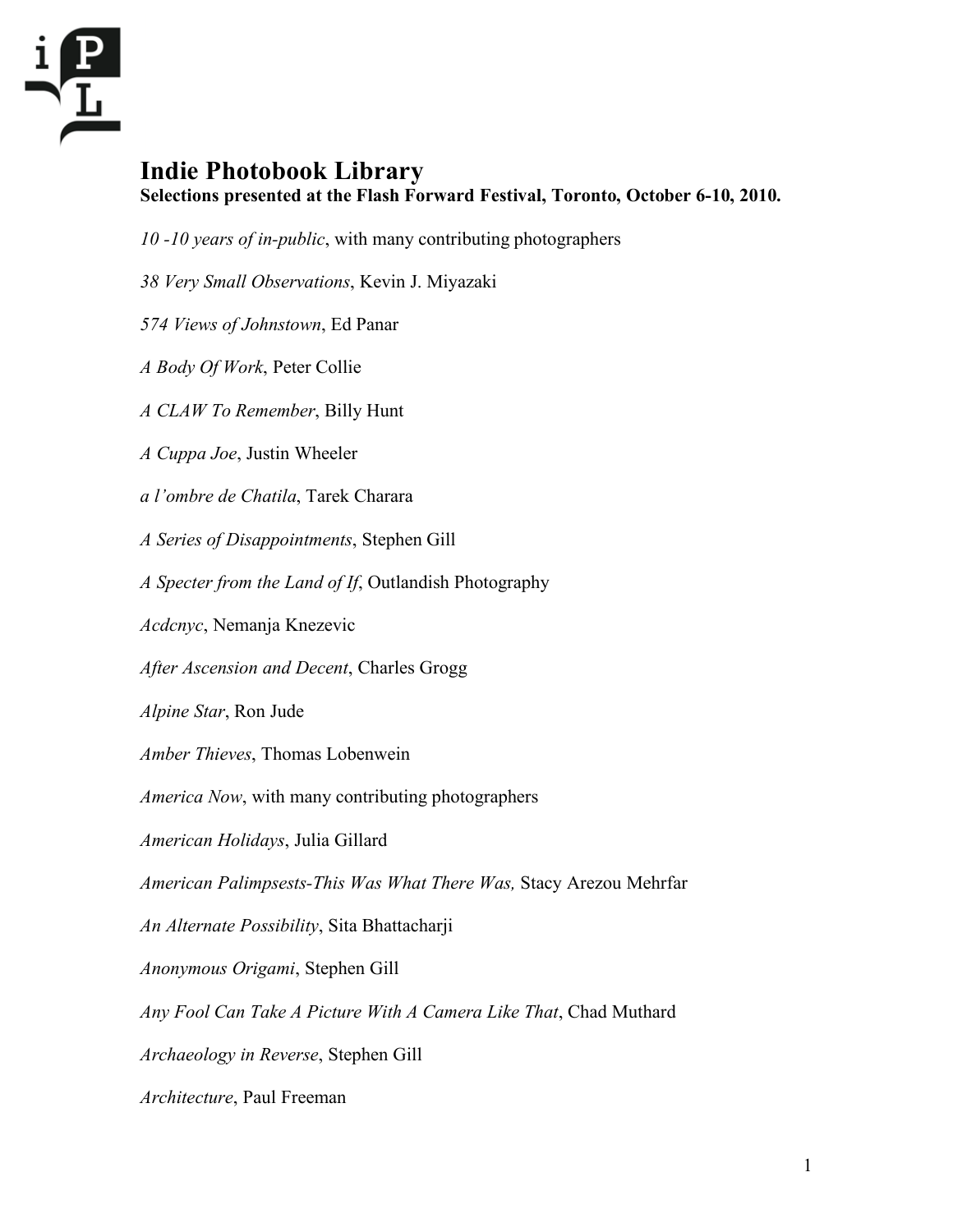# Indie Photobook Library

**Selections presented at the Flash Forward Festival, Toronto, October 6-10, 2010.**

*10 -10 years of in-public*, with many contributing photographers

*38 Very Small Observations*, Kevin J. Miyazaki

*574 Views of Johnstown*, Ed Panar

*A Body Of Work*, Peter Collie

*A CLAW To Remember*, Billy Hunt

*A Cuppa Joe*, Justin Wheeler

*a l'ombre de Chatila*, Tarek Charara

*A Series of Disappointments*, Stephen Gill

*A Specter from the Land of If*, Outlandish Photography

*Acdcnyc*, Nemanja Knezevic

*After Ascension and Decent*, Charles Grogg

*Alpine Star*, Ron Jude

*Amber Thieves*, Thomas Lobenwein

*America Now*, with many contributing photographers

*American Holidays*, Julia Gillard

*American Palimpsests-This Was What There Was,* Stacy Arezou Mehrfar

*An Alternate Possibility*, Sita Bhattacharji

*Anonymous Origami*, Stephen Gill

*Any Fool Can Take A Picture With A Camera Like That*, Chad Muthard

*Archaeology in Reverse*, Stephen Gill

*Architecture*, Paul Freeman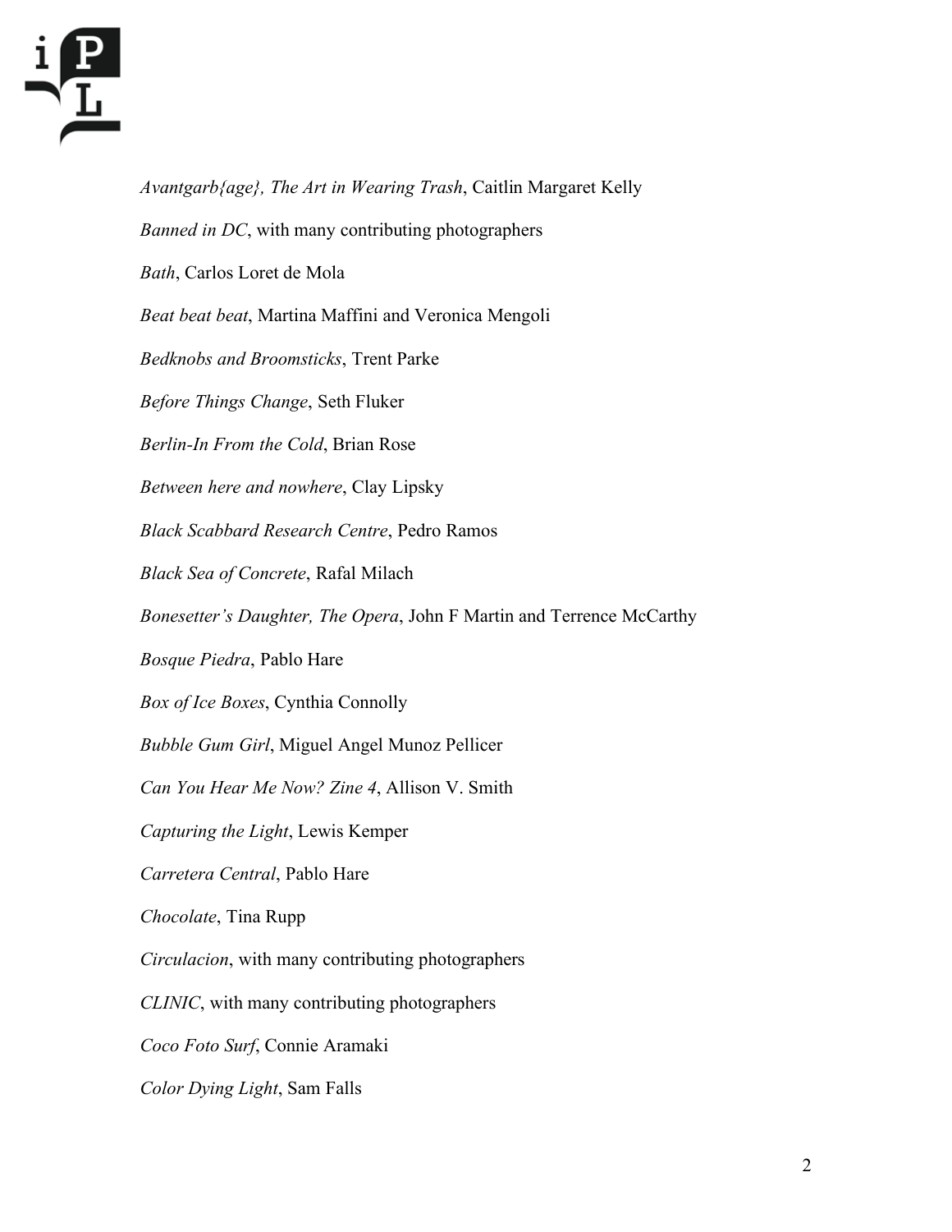*Avantgarb{age}, The Art in Wearing Trash*, Caitlin Margaret Kelly

*Banned in DC*, with many contributing photographers

*Bath*, Carlos Loret de Mola

*Beat beat beat*, Martina Maffini and Veronica Mengoli

*Bedknobs and Broomsticks*, Trent Parke

*Before Things Change*, Seth Fluker

*Berlin-In From the Cold*, Brian Rose

*Between here and nowhere*, Clay Lipsky

*Black Scabbard Research Centre*, Pedro Ramos

*Black Sea of Concrete*, Rafal Milach

*Bonesetter's Daughter, The Opera*, John F Martin and Terrence McCarthy

*Bosque Piedra*, Pablo Hare

*Box of Ice Boxes*, Cynthia Connolly

*Bubble Gum Girl*, Miguel Angel Munoz Pellicer

*Can You Hear Me Now? Zine 4*, Allison V. Smith

*Capturing the Light*, Lewis Kemper

*Carretera Central*, Pablo Hare

*Chocolate*, Tina Rupp

*Circulacion*, with many contributing photographers

*CLINIC*, with many contributing photographers

*Coco Foto Surf*, Connie Aramaki

*Color Dying Light*, Sam Falls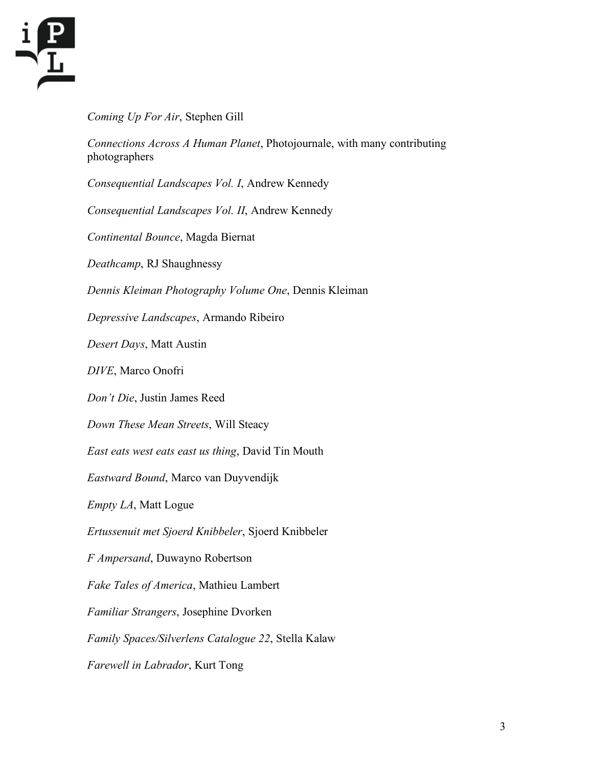*Coming Up For Air*, Stephen Gill

*Connections Across A Human Planet*, Photojournale, with many contributing photographers

*Consequential Landscapes Vol. I*, Andrew Kennedy

*Consequential Landscapes Vol. II*, Andrew Kennedy

*Continental Bounce*, Magda Biernat

*Deathcamp*, RJ Shaughnessy

*Dennis Kleiman Photography Volume One*, Dennis Kleiman

*Depressive Landscapes*, Armando Ribeiro

*Desert Days*, Matt Austin

*DIVE*, Marco Onofri

*Don't Die*, Justin James Reed

*Down These Mean Streets*, Will Steacy

*East eats west eats east us thing*, David Tin Mouth

*Eastward Bound*, Marco van Duyvendijk

*Empty LA*, Matt Logue

*Ertussenuit met Sjoerd Knibbeler*, Sjoerd Knibbeler

*F Ampersand*, Duwayno Robertson

*Fake Tales of America*, Mathieu Lambert

*Familiar Strangers*, Josephine Dvorken

*Family Spaces/Silverlens Catalogue 22*, Stella Kalaw

*Farewell in Labrador*, Kurt Tong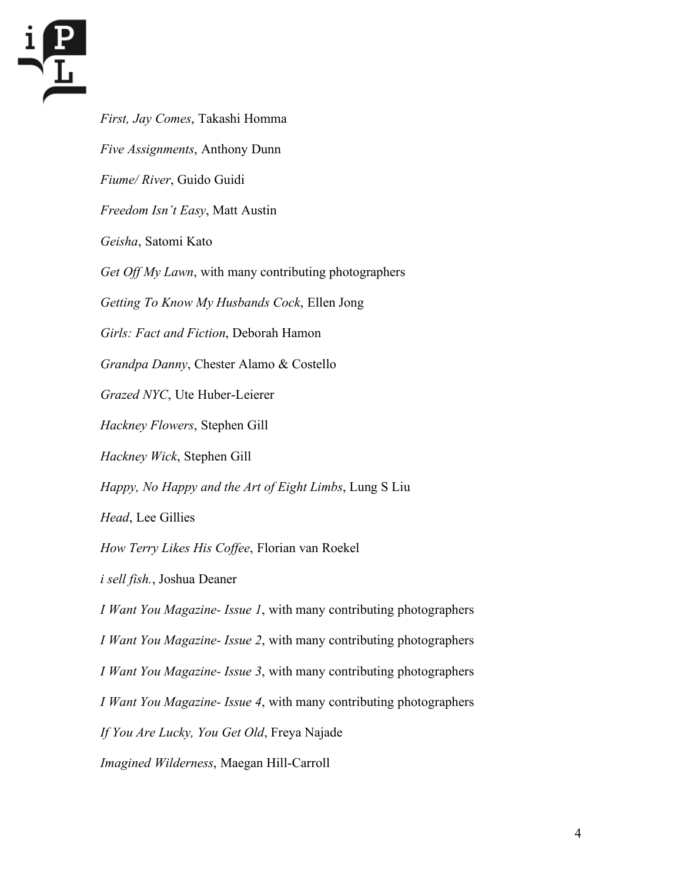*First, Jay Comes*, Takashi Homma

*Five Assignments*, Anthony Dunn

*Fiume/ River*, Guido Guidi

*Freedom Isn't Easy*, Matt Austin

*Geisha*, Satomi Kato

*Get Off My Lawn*, with many contributing photographers

*Getting To Know My Husbands Cock*, Ellen Jong

*Girls: Fact and Fiction*, Deborah Hamon

*Grandpa Danny*, Chester Alamo & Costello

*Grazed NYC*, Ute Huber-Leierer

*Hackney Flowers*, Stephen Gill

*Hackney Wick*, Stephen Gill

*Happy, No Happy and the Art of Eight Limbs*, Lung S Liu

*Head*, Lee Gillies

*How Terry Likes His Coffee*, Florian van Roekel

*i sell fish.*, Joshua Deaner

*I Want You Magazine- Issue 1*, with many contributing photographers

*I Want You Magazine- Issue 2*, with many contributing photographers

*I Want You Magazine- Issue 3*, with many contributing photographers

*I Want You Magazine- Issue 4*, with many contributing photographers

*If You Are Lucky, You Get Old*, Freya Najade

*Imagined Wilderness*, Maegan Hill-Carroll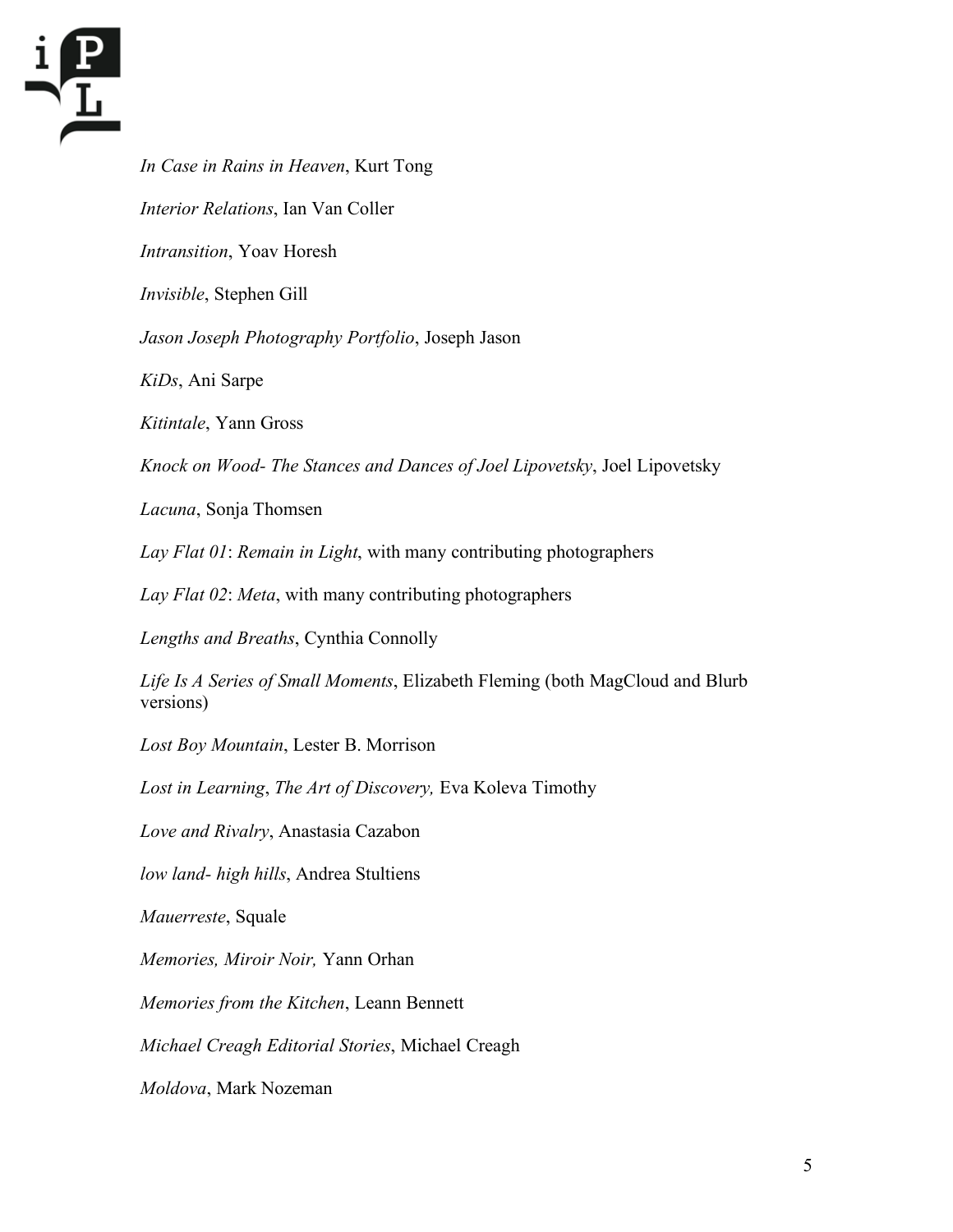*In Case in Rains in Heaven*, Kurt Tong

*Interior Relations*, Ian Van Coller

*Intransition*, Yoav Horesh

*Invisible*, Stephen Gill

*Jason Joseph Photography Portfolio*, Joseph Jason

*KiDs*, Ani Sarpe

*Kitintale*, Yann Gross

*Knock on Wood- The Stances and Dances of Joel Lipovetsky*, Joel Lipovetsky

*Lacuna*, Sonja Thomsen

*Lay Flat 01*: *Remain in Light*, with many contributing photographers

*Lay Flat 02*: *Meta*, with many contributing photographers

*Lengths and Breaths*, Cynthia Connolly

*Life Is A Series of Small Moments*, Elizabeth Fleming (both MagCloud and Blurb versions)

*Lost Boy Mountain*, Lester B. Morrison

*Lost in Learning*, *The Art of Discovery,* Eva Koleva Timothy

*Love and Rivalry*, Anastasia Cazabon

*low land- high hills*, Andrea Stultiens

*Mauerreste*, Squale

*Memories, Miroir Noir,* Yann Orhan

*Memories from the Kitchen*, Leann Bennett

*Michael Creagh Editorial Stories*, Michael Creagh

*Moldova*, Mark Nozeman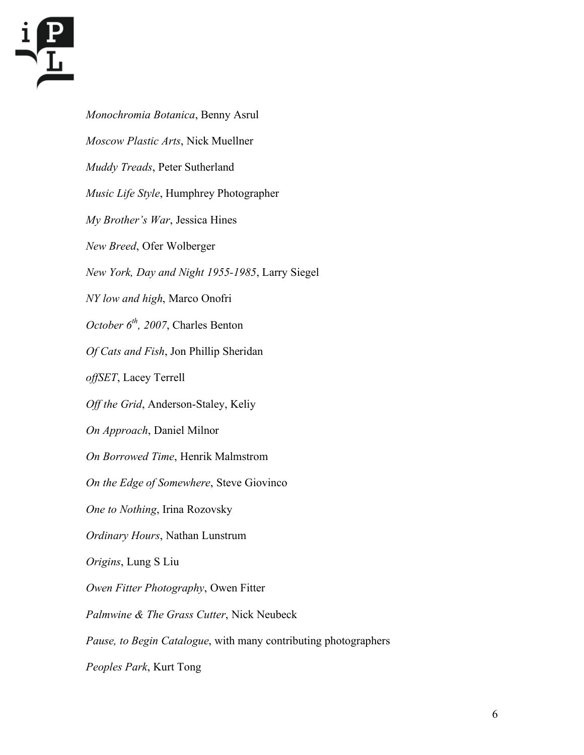*Monochromia Botanica*, Benny Asrul

*Moscow Plastic Arts*, Nick Muellner

*Muddy Treads*, Peter Sutherland

*Music Life Style*, Humphrey Photographer

*My Brother's War*, Jessica Hines

*New Breed*, Ofer Wolberger

*New York, Day and Night 1955-1985*, Larry Siegel

*NY low and high*, Marco Onofri

*October 6th, 2007*, Charles Benton

*Of Cats and Fish*, Jon Phillip Sheridan

*offSET*, Lacey Terrell

*Off the Grid*, Anderson-Staley, Keliy

*On Approach*, Daniel Milnor

*On Borrowed Time*, Henrik Malmstrom

*On the Edge of Somewhere*, Steve Giovinco

*One to Nothing*, Irina Rozovsky

*Ordinary Hours*, Nathan Lunstrum

*Origins*, Lung S Liu

*Owen Fitter Photography*, Owen Fitter

*Palmwine & The Grass Cutter*, Nick Neubeck

*Pause, to Begin Catalogue*, with many contributing photographers

*Peoples Park*, Kurt Tong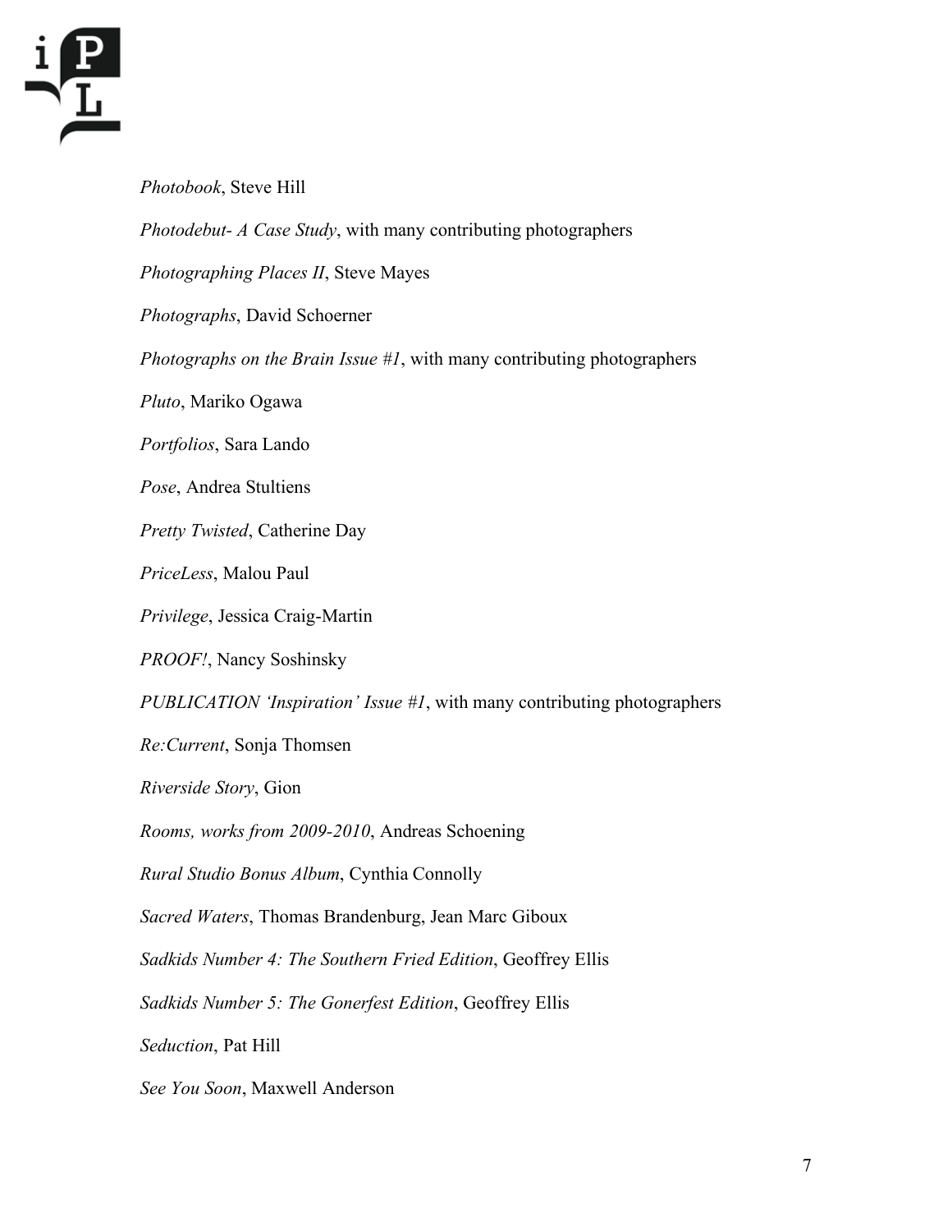*Photobook*, Steve Hill

*Photodebut- A Case Study*, with many contributing photographers

*Photographing Places II*, Steve Mayes

*Photographs*, David Schoerner

*Photographs on the Brain Issue #1*, with many contributing photographers

*Pluto*, Mariko Ogawa

*Portfolios*, Sara Lando

*Pose*, Andrea Stultiens

*Pretty Twisted*, Catherine Day

*PriceLess*, Malou Paul

*Privilege*, Jessica Craig-Martin

*PROOF!*, Nancy Soshinsky

*PUBLICATION 'Inspiration' Issue #1*, with many contributing photographers

*Re:Current*, Sonja Thomsen

*Riverside Story*, Gion

*Rooms, works from 2009-2010*, Andreas Schoening

*Rural Studio Bonus Album*, Cynthia Connolly

*Sacred Waters*, Thomas Brandenburg, Jean Marc Giboux

*Sadkids Number 4: The Southern Fried Edition*, Geoffrey Ellis

*Sadkids Number 5: The Gonerfest Edition*, Geoffrey Ellis

*Seduction*, Pat Hill

*See You Soon*, Maxwell Anderson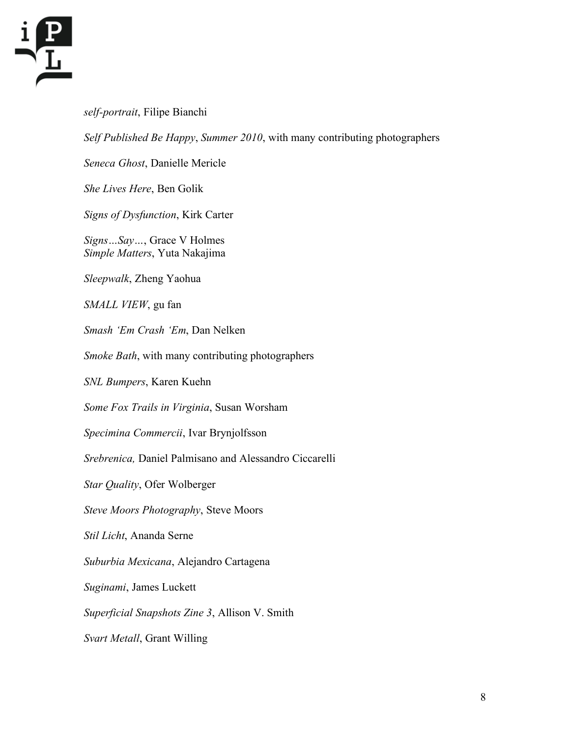*self-portrait*, Filipe Bianchi

*Self Published Be Happy*, *Summer 2010*, with many contributing photographers

*Seneca Ghost*, Danielle Mericle

*She Lives Here*, Ben Golik

*Signs of Dysfunction*, Kirk Carter

*Signs…Say…*, Grace V Holmes
*Simple Matters*, Yuta Nakajima

*Sleepwalk*, Zheng Yaohua

*SMALL VIEW*, gu fan

*Smash 'Em Crash 'Em*, Dan Nelken

*Smoke Bath*, with many contributing photographers

*SNL Bumpers*, Karen Kuehn

*Some Fox Trails in Virginia*, Susan Worsham

*Specimina Commercii*, Ivar Brynjolfsson

*Srebrenica,* Daniel Palmisano and Alessandro Ciccarelli

*Star Quality*, Ofer Wolberger

*Steve Moors Photography*, Steve Moors

*Stil Licht*, Ananda Serne

*Suburbia Mexicana*, Alejandro Cartagena

*Suginami*, James Luckett

*Superficial Snapshots Zine 3*, Allison V. Smith

*Svart Metall*, Grant Willing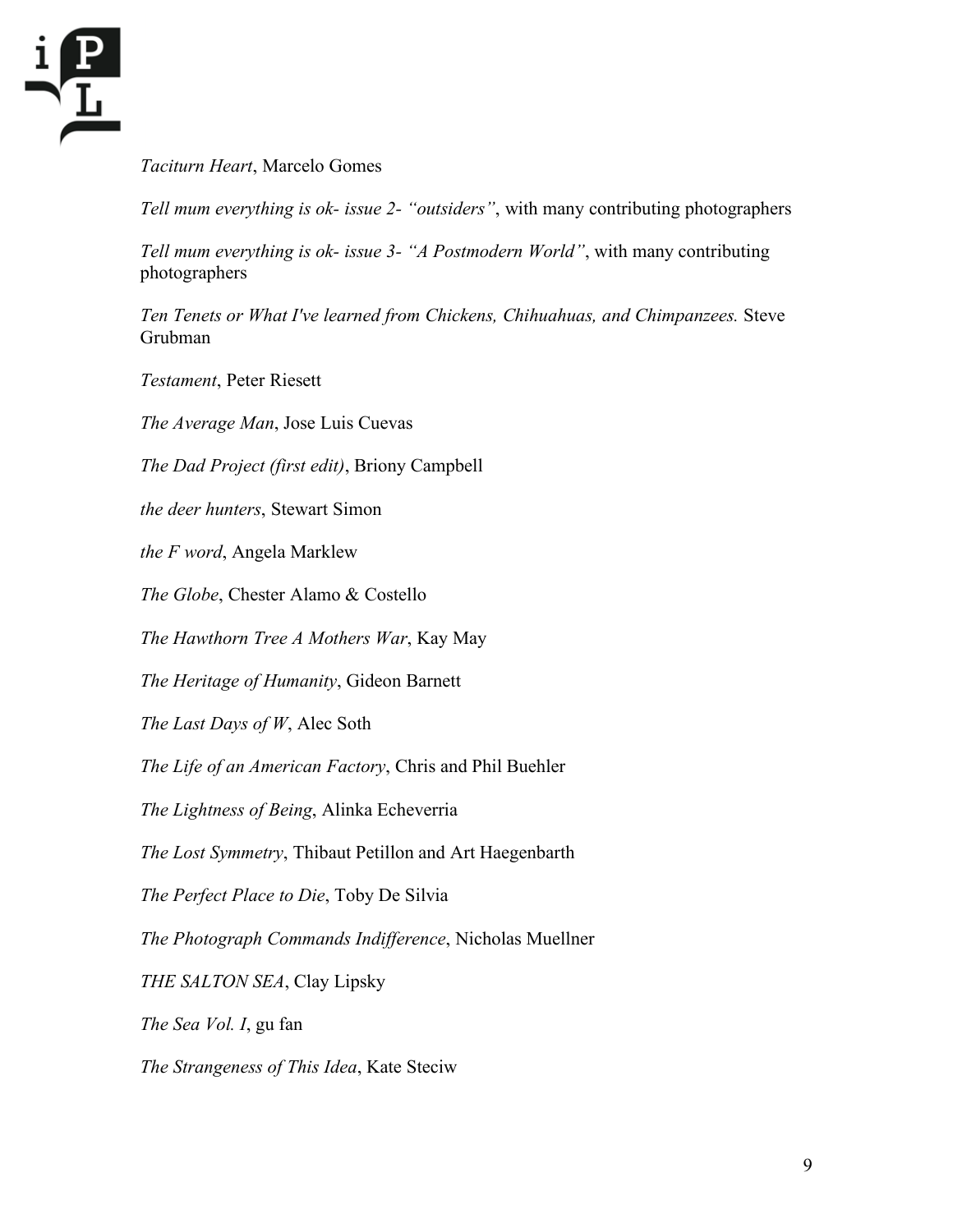*Taciturn Heart*, Marcelo Gomes

*Tell mum everything is ok- issue 2- "outsiders"*, with many contributing photographers

*Tell mum everything is ok- issue 3- "A Postmodern World"*, with many contributing photographers

*Ten Tenets or What I've learned from Chickens, Chihuahuas, and Chimpanzees.* Steve Grubman

*Testament*, Peter Riesett

*The Average Man*, Jose Luis Cuevas

*The Dad Project (first edit)*, Briony Campbell

*the deer hunters*, Stewart Simon

*the F word*, Angela Marklew

*The Globe*, Chester Alamo & Costello

*The Hawthorn Tree A Mothers War*, Kay May

*The Heritage of Humanity*, Gideon Barnett

*The Last Days of W*, Alec Soth

*The Life of an American Factory*, Chris and Phil Buehler

*The Lightness of Being*, Alinka Echeverria

*The Lost Symmetry*, Thibaut Petillon and Art Haegenbarth

*The Perfect Place to Die*, Toby De Silvia

*The Photograph Commands Indifference*, Nicholas Muellner

*THE SALTON SEA*, Clay Lipsky

*The Sea Vol. I*, gu fan

*The Strangeness of This Idea*, Kate Steciw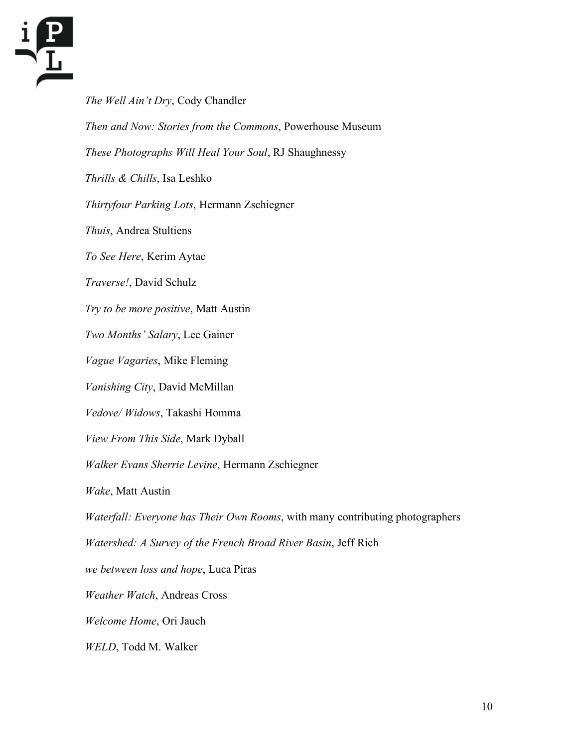*The Well Ain't Dry*, Cody Chandler

*Then and Now: Stories from the Commons*, Powerhouse Museum

*These Photographs Will Heal Your Soul*, RJ Shaughnessy

*Thrills & Chills*, Isa Leshko

*Thirtyfour Parking Lots*, Hermann Zschiegner

*Thuis*, Andrea Stultiens

*To See Here*, Kerim Aytac

*Traverse!*, David Schulz

*Try to be more positive*, Matt Austin

*Two Months' Salary*, Lee Gainer

*Vague Vagaries*, Mike Fleming

*Vanishing City*, David McMillan

*Vedove/ Widows*, Takashi Homma

*View From This Side*, Mark Dyball

*Walker Evans Sherrie Levine*, Hermann Zschiegner

*Wake*, Matt Austin

*Waterfall: Everyone has Their Own Rooms*, with many contributing photographers

*Watershed: A Survey of the French Broad River Basin*, Jeff Rich

*we between loss and hope*, Luca Piras

*Weather Watch*, Andreas Cross

*Welcome Home*, Ori Jauch

*WELD*, Todd M. Walker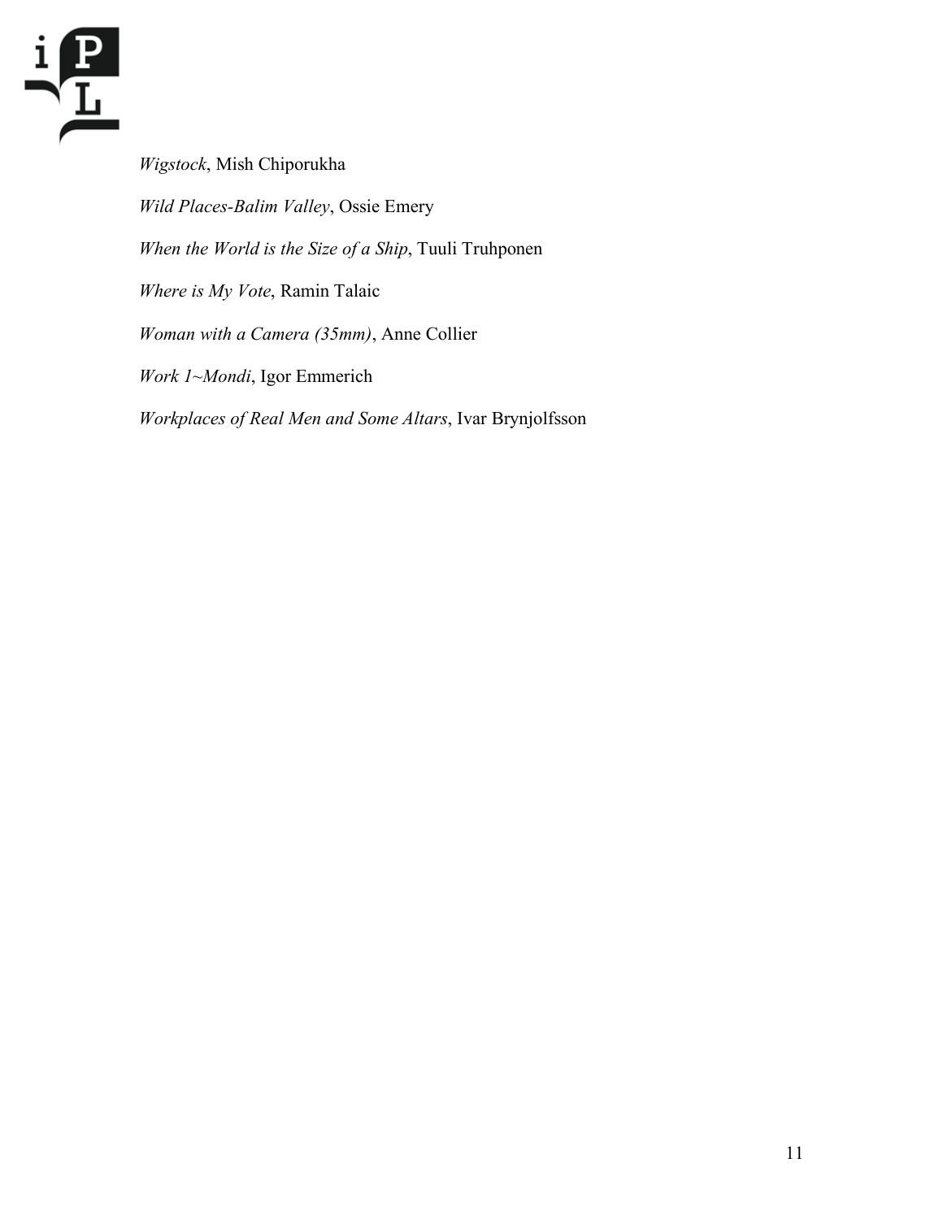*Wigstock*, Mish Chiporukha

*Wild Places-Balim Valley*, Ossie Emery

*When the World is the Size of a Ship*, Tuuli Truhponen

*Where is My Vote*, Ramin Talaic

*Woman with a Camera (35mm)*, Anne Collier

*Work 1~Mondi*, Igor Emmerich

*Workplaces of Real Men and Some Altars*, Ivar Brynjolfsson